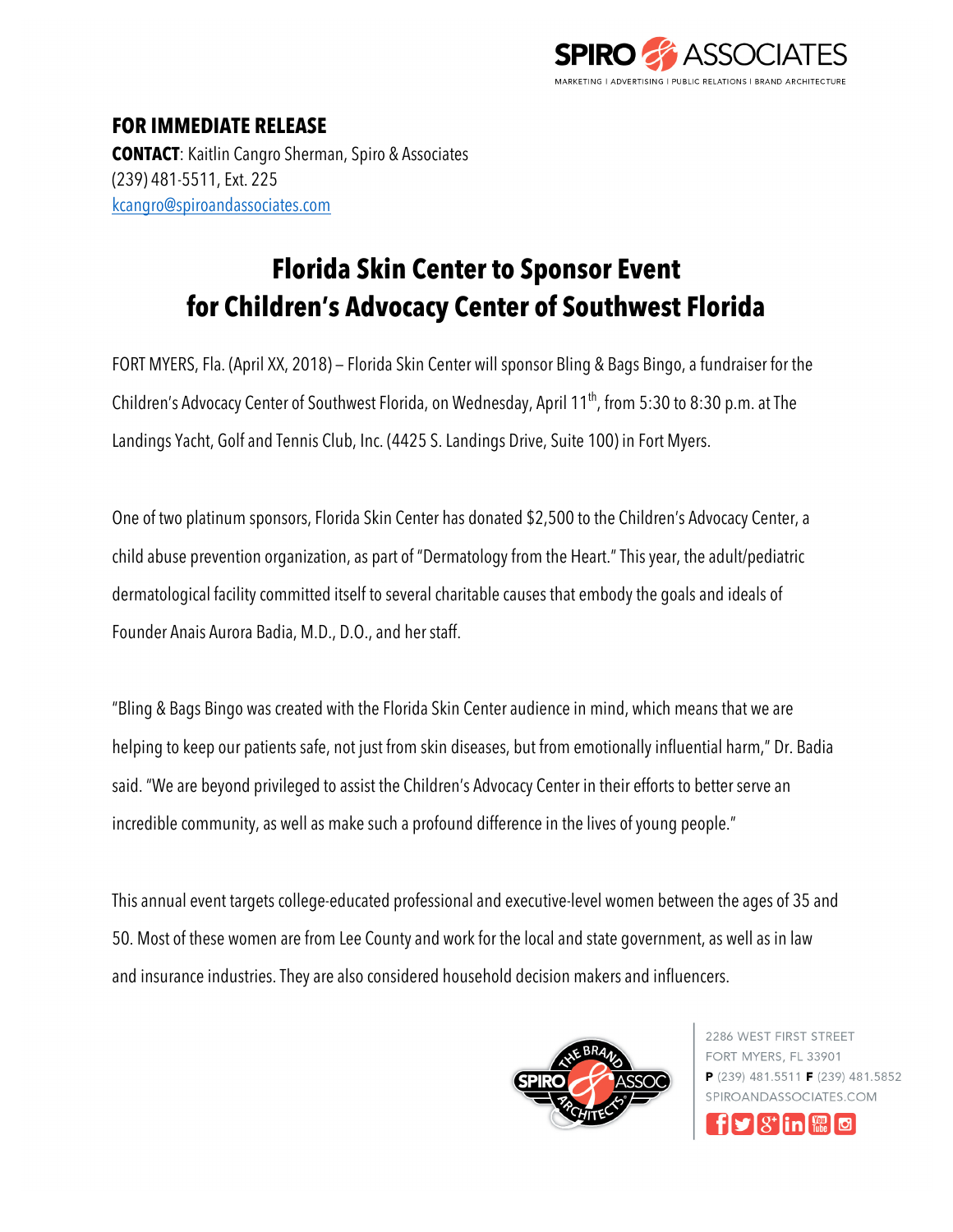**FOR IMMEDIATE RELEASE**
**CONTACT**: Kaitlin Cangro Sherman, Spiro & Associates
(239) 481-5511, Ext. 225
kcangro@spiroandassociates.com

# Florida Skin Center to Sponsor Event for Children's Advocacy Center of Southwest Florida

FORT MYERS, Fla. (April XX, 2018) – Florida Skin Center will sponsor Bling & Bags Bingo, a fundraiser for the Children's Advocacy Center of Southwest Florida, on Wednesday, April 11th, from 5:30 to 8:30 p.m. at The Landings Yacht, Golf and Tennis Club, Inc. (4425 S. Landings Drive, Suite 100) in Fort Myers.

One of two platinum sponsors, Florida Skin Center has donated $2,500 to the Children's Advocacy Center, a child abuse prevention organization, as part of "Dermatology from the Heart." This year, the adult/pediatric dermatological facility committed itself to several charitable causes that embody the goals and ideals of Founder Anais Aurora Badia, M.D., D.O., and her staff.

"Bling & Bags Bingo was created with the Florida Skin Center audience in mind, which means that we are helping to keep our patients safe, not just from skin diseases, but from emotionally influential harm," Dr. Badia said. "We are beyond privileged to assist the Children's Advocacy Center in their efforts to better serve an incredible community, as well as make such a profound difference in the lives of young people."

This annual event targets college-educated professional and executive-level women between the ages of 35 and 50. Most of these women are from Lee County and work for the local and state government, as well as in law and insurance industries. They are also considered household decision makers and influencers.

2286 WEST FIRST STREET
FORT MYERS, FL 33901
**P** (239) 481.5511 **F** (239) 481.5852
SPIROANDASSOCIATES.COM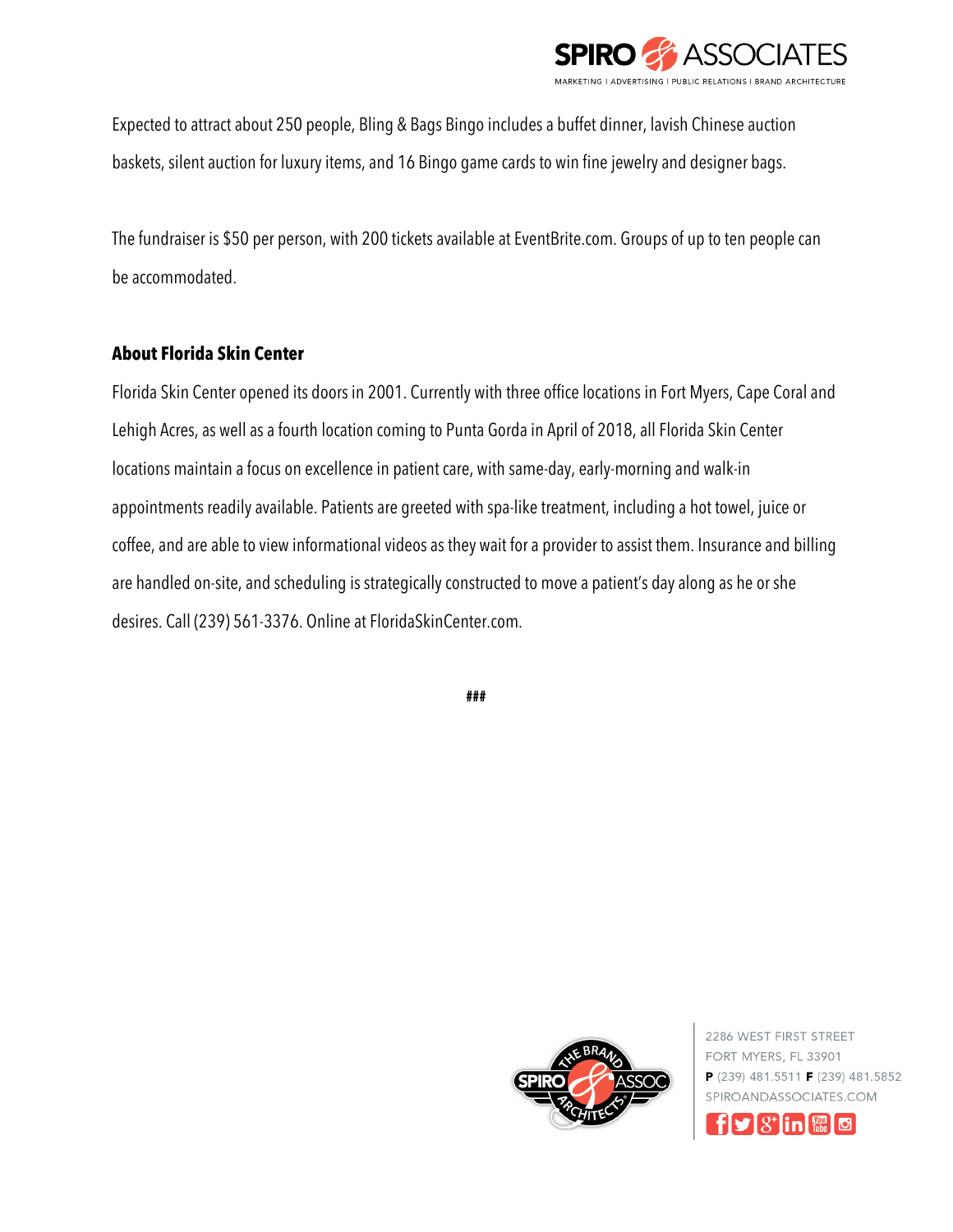Expected to attract about 250 people, Bling & Bags Bingo includes a buffet dinner, lavish Chinese auction baskets, silent auction for luxury items, and 16 Bingo game cards to win fine jewelry and designer bags.

The fundraiser is $50 per person, with 200 tickets available at EventBrite.com. Groups of up to ten people can be accommodated.

**About Florida Skin Center**

Florida Skin Center opened its doors in 2001. Currently with three office locations in Fort Myers, Cape Coral and Lehigh Acres, as well as a fourth location coming to Punta Gorda in April of 2018, all Florida Skin Center locations maintain a focus on excellence in patient care, with same-day, early-morning and walk-in appointments readily available. Patients are greeted with spa-like treatment, including a hot towel, juice or coffee, and are able to view informational videos as they wait for a provider to assist them. Insurance and billing are handled on-site, and scheduling is strategically constructed to move a patient's day along as he or she desires. Call (239) 561-3376. Online at FloridaSkinCenter.com.

###